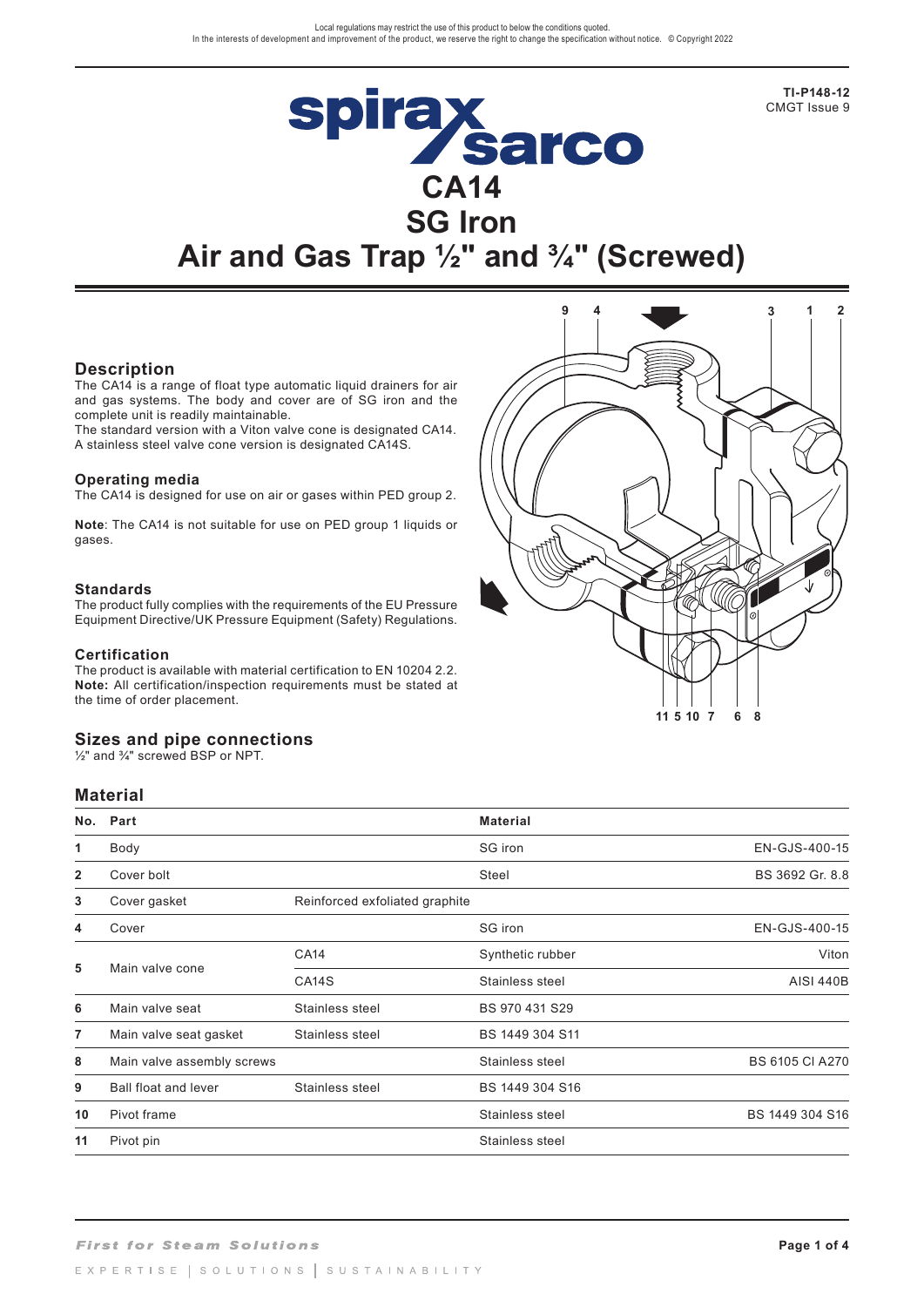TI-P148-12
CMGT Issue 9

# CA14
# SG Iron
# Air and Gas Trap ½" and ¾" (Screwed)

## Description

The CA14 is a range of float type automatic liquid drainers for air and gas systems. The body and cover are of SG iron and the complete unit is readily maintainable.
The standard version with a Viton valve cone is designated CA14.
A stainless steel valve cone version is designated CA14S.

## Operating media

The CA14 is designed for use on air or gases within PED group 2.

**Note**: The CA14 is not suitable for use on PED group 1 liquids or gases.

## Standards

The product fully complies with the requirements of the EU Pressure Equipment Directive/UK Pressure Equipment (Safety) Regulations.

## Certification

The product is available with material certification to EN 10204 2.2.
**Note:** All certification/inspection requirements must be stated at the time of order placement.

## Sizes and pipe connections

½" and ¾" screwed BSP or NPT.

## Material

| No. | Part | | Material | |
|---|---|---|---|---|
| 1 | Body | | SG iron | EN-GJS-400-15 |
| 2 | Cover bolt | | Steel | BS 3692 Gr. 8.8 |
| 3 | Cover gasket | Reinforced exfoliated graphite | | |
| 4 | Cover | | SG iron | EN-GJS-400-15 |
| 5 | Main valve cone | CA14 | Synthetic rubber | Viton |
| | | CA14S | Stainless steel | AISI 440B |
| 6 | Main valve seat | Stainless steel | BS 970 431 S29 | |
| 7 | Main valve seat gasket | Stainless steel | BS 1449 304 S11 | |
| 8 | Main valve assembly screws | | Stainless steel | BS 6105 Cl A270 |
| 9 | Ball float and lever | Stainless steel | BS 1449 304 S16 | |
| 10 | Pivot frame | | Stainless steel | BS 1449 304 S16 |
| 11 | Pivot pin | | Stainless steel | |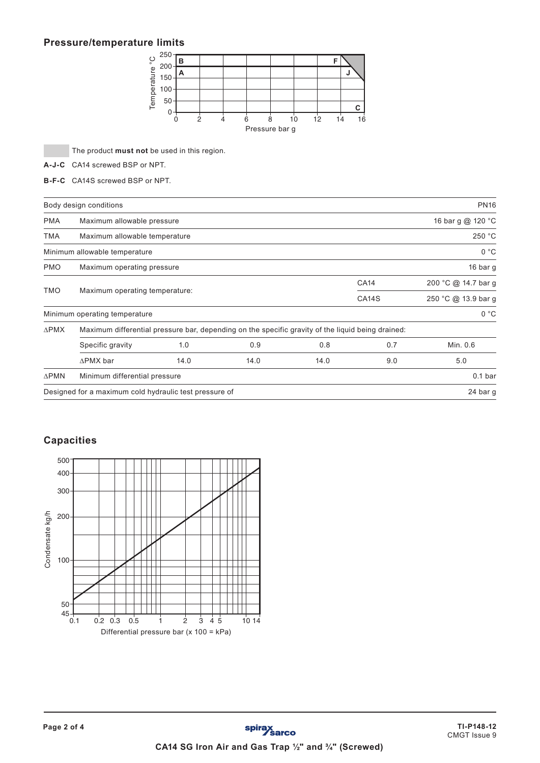## Pressure/temperature limits

The product **must not** be used in this region.

**A-J-C** CA14 screwed BSP or NPT.

**B-F-C** CA14S screwed BSP or NPT.

| Body design conditions | | | | | PN16 |
|---|---|---|---|---|---|
| PMA | Maximum allowable pressure | | | | 16 bar g @ 120 °C |
| TMA | Maximum allowable temperature | | | | 250 °C |
| Minimum allowable temperature | | | | | 0 °C |
| PMO | Maximum operating pressure | | | | 16 bar g |
| TMO | Maximum operating temperature: | | | CA14 | 200 °C @ 14.7 bar g |
| | | | | CA14S | 250 °C @ 13.9 bar g |
| Minimum operating temperature | | | | | 0 °C |
| ∆PMX | Maximum differential pressure bar, depending on the specific gravity of the liquid being drained: | | | | |
| | Specific gravity | 1.0 | 0.9 | 0.8 | 0.7 | Min. 0.6 |
| | ∆PMX bar | 14.0 | 14.0 | 14.0 | 9.0 | 5.0 |
| ∆PMN | Minimum differential pressure | | | | 0.1 bar |
| Designed for a maximum cold hydraulic test pressure of | | | | | 24 bar g |

## Capacities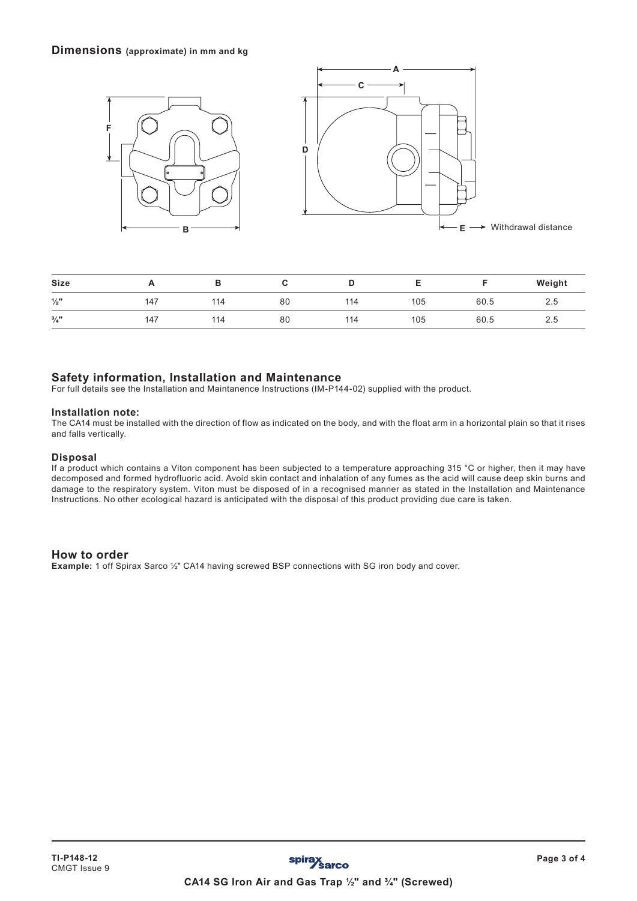## Dimensions (approximate) in mm and kg

| Size | A | B | C | D | E | F | Weight |
|---|---|---|---|---|---|---|---|
| ½" | 147 | 114 | 80 | 114 | 105 | 60.5 | 2.5 |
| ¾" | 147 | 114 | 80 | 114 | 105 | 60.5 | 2.5 |

E → Withdrawal distance

## Safety information, Installation and Maintenance

For full details see the Installation and Maintanence Instructions (IM-P144-02) supplied with the product.

### Installation note:

The CA14 must be installed with the direction of flow as indicated on the body, and with the float arm in a horizontal plain so that it rises and falls vertically.

### Disposal

If a product which contains a Viton component has been subjected to a temperature approaching 315 °C or higher, then it may have decomposed and formed hydrofluoric acid. Avoid skin contact and inhalation of any fumes as the acid will cause deep skin burns and damage to the respiratory system. Viton must be disposed of in a recognised manner as stated in the Installation and Maintenance Instructions. No other ecological hazard is anticipated with the disposal of this product providing due care is taken.

## How to order

**Example:** 1 off Spirax Sarco ½" CA14 having screwed BSP connections with SG iron body and cover.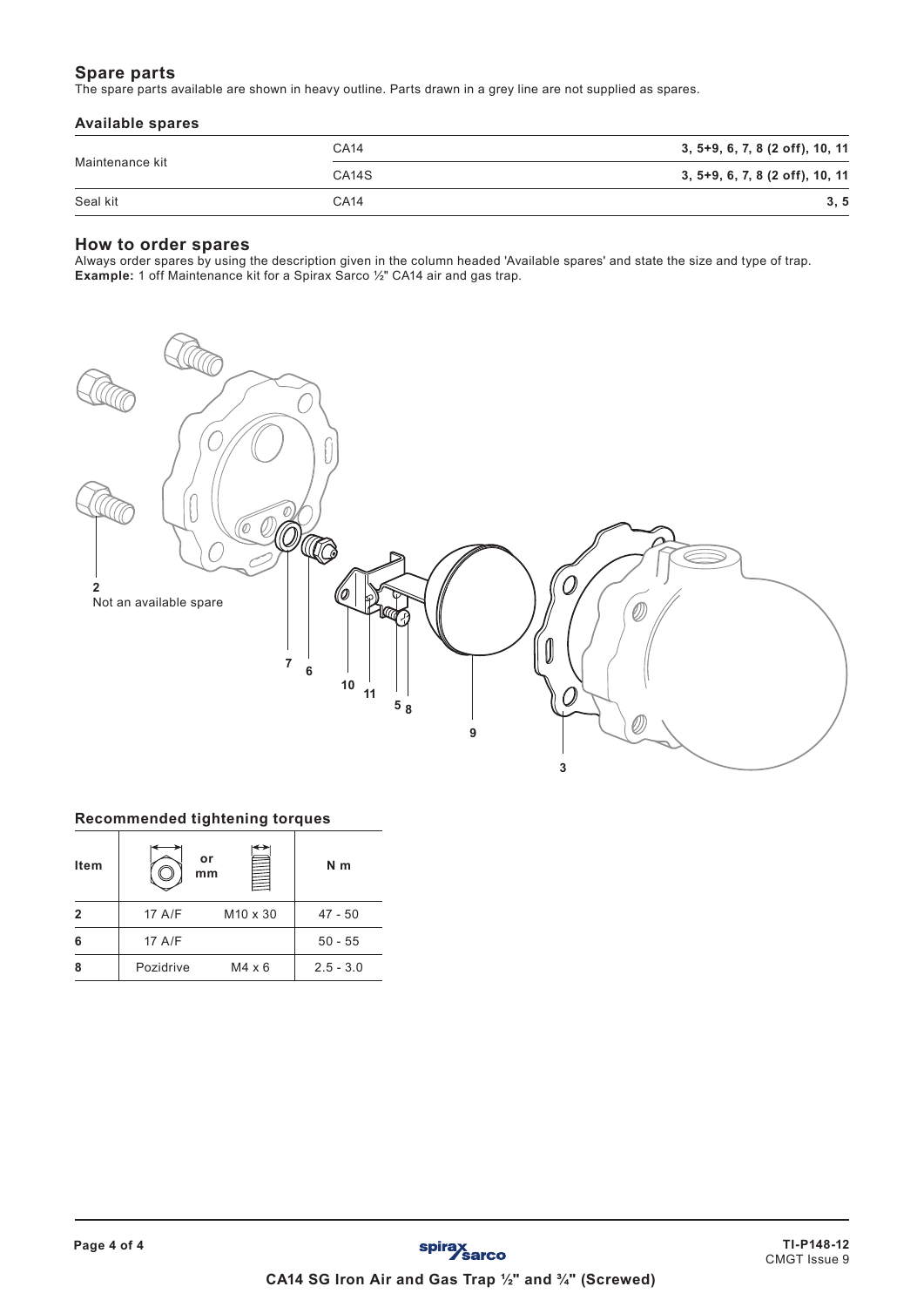## Spare parts

The spare parts available are shown in heavy outline. Parts drawn in a grey line are not supplied as spares.

### Available spares

| | | |
|---|---|---|
| Maintenance kit | CA14 | **3, 5+9, 6, 7, 8 (2 off), 10, 11** |
| | CA14S | **3, 5+9, 6, 7, 8 (2 off), 10, 11** |
| Seal kit | CA14 | **3, 5** |

## How to order spares

Always order spares by using the description given in the column headed 'Available spares' and state the size and type of trap.
**Example:** 1 off Maintenance kit for a Spirax Sarco ½" CA14 air and gas trap.

2
Not an available spare

7 6 10 11 5 8 9 3

### Recommended tightening torques

| Item | | or mm | N m |
|---|---|---|---|
| **2** | 17 A/F | M10 x 30 | 47 - 50 |
| **6** | 17 A/F | | 50 - 55 |
| **8** | Pozidrive | M4 x 6 | 2.5 - 3.0 |